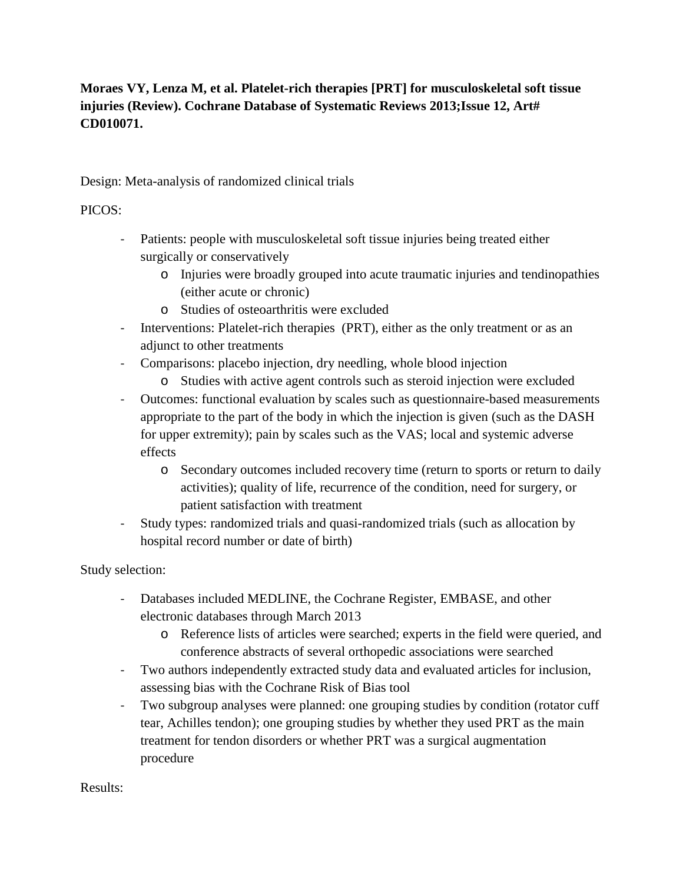**Moraes VY, Lenza M, et al. Platelet-rich therapies [PRT] for musculoskeletal soft tissue injuries (Review). Cochrane Database of Systematic Reviews 2013;Issue 12, Art# CD010071.**

Design: Meta-analysis of randomized clinical trials

PICOS:

- Patients: people with musculoskeletal soft tissue injuries being treated either surgically or conservatively
  - Injuries were broadly grouped into acute traumatic injuries and tendinopathies (either acute or chronic)
  - Studies of osteoarthritis were excluded
- Interventions: Platelet-rich therapies (PRT), either as the only treatment or as an adjunct to other treatments
- Comparisons: placebo injection, dry needling, whole blood injection
  - Studies with active agent controls such as steroid injection were excluded
- Outcomes: functional evaluation by scales such as questionnaire-based measurements appropriate to the part of the body in which the injection is given (such as the DASH for upper extremity); pain by scales such as the VAS; local and systemic adverse effects
  - Secondary outcomes included recovery time (return to sports or return to daily activities); quality of life, recurrence of the condition, need for surgery, or patient satisfaction with treatment
- Study types: randomized trials and quasi-randomized trials (such as allocation by hospital record number or date of birth)

Study selection:

- Databases included MEDLINE, the Cochrane Register, EMBASE, and other electronic databases through March 2013
  - Reference lists of articles were searched; experts in the field were queried, and conference abstracts of several orthopedic associations were searched
- Two authors independently extracted study data and evaluated articles for inclusion, assessing bias with the Cochrane Risk of Bias tool
- Two subgroup analyses were planned: one grouping studies by condition (rotator cuff tear, Achilles tendon); one grouping studies by whether they used PRT as the main treatment for tendon disorders or whether PRT was a surgical augmentation procedure

Results: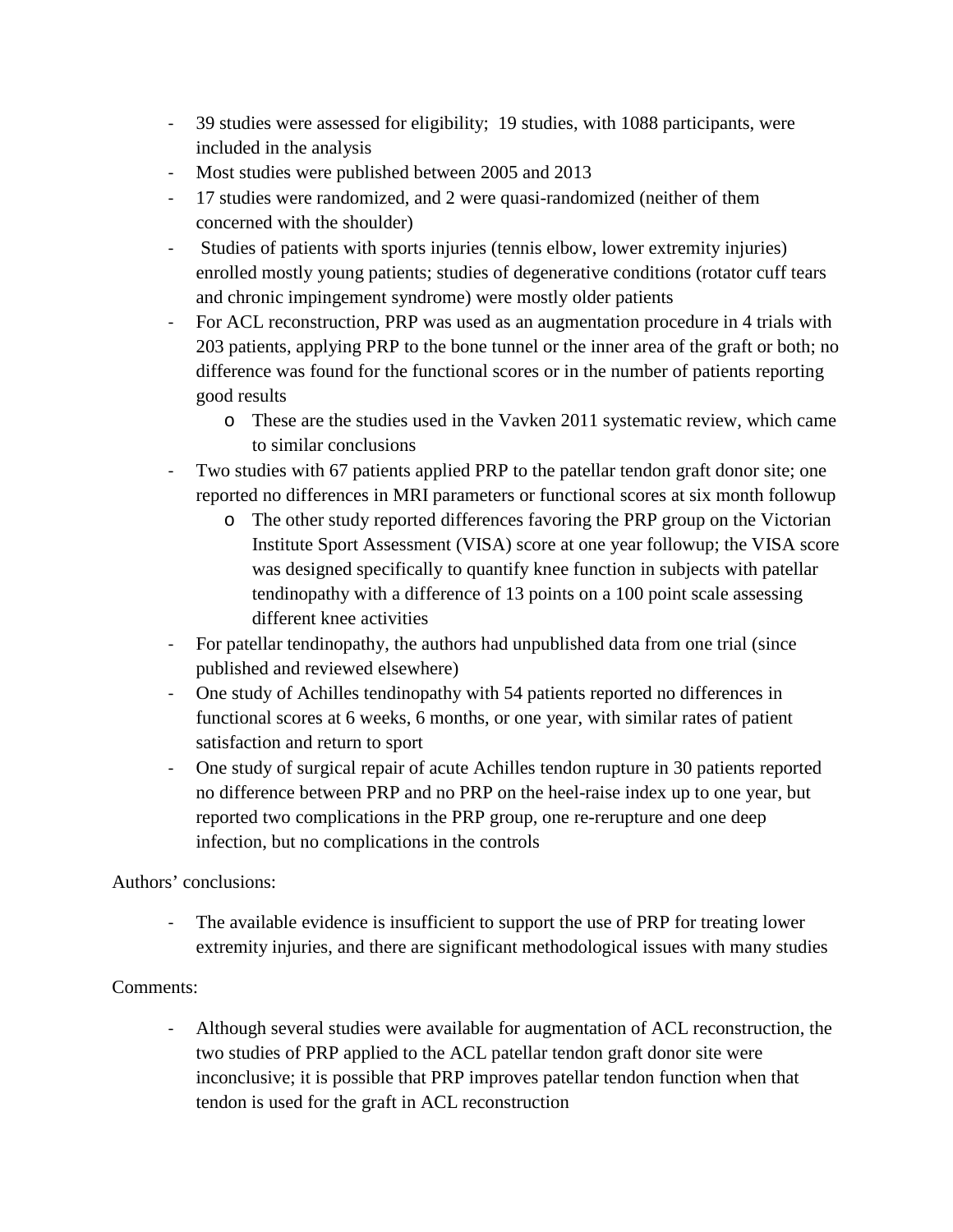- 39 studies were assessed for eligibility; 19 studies, with 1088 participants, were included in the analysis
- Most studies were published between 2005 and 2013
- 17 studies were randomized, and 2 were quasi-randomized (neither of them concerned with the shoulder)
- Studies of patients with sports injuries (tennis elbow, lower extremity injuries) enrolled mostly young patients; studies of degenerative conditions (rotator cuff tears and chronic impingement syndrome) were mostly older patients
- For ACL reconstruction, PRP was used as an augmentation procedure in 4 trials with 203 patients, applying PRP to the bone tunnel or the inner area of the graft or both; no difference was found for the functional scores or in the number of patients reporting good results
  - These are the studies used in the Vavken 2011 systematic review, which came to similar conclusions
- Two studies with 67 patients applied PRP to the patellar tendon graft donor site; one reported no differences in MRI parameters or functional scores at six month followup
  - The other study reported differences favoring the PRP group on the Victorian Institute Sport Assessment (VISA) score at one year followup; the VISA score was designed specifically to quantify knee function in subjects with patellar tendinopathy with a difference of 13 points on a 100 point scale assessing different knee activities
- For patellar tendinopathy, the authors had unpublished data from one trial (since published and reviewed elsewhere)
- One study of Achilles tendinopathy with 54 patients reported no differences in functional scores at 6 weeks, 6 months, or one year, with similar rates of patient satisfaction and return to sport
- One study of surgical repair of acute Achilles tendon rupture in 30 patients reported no difference between PRP and no PRP on the heel-raise index up to one year, but reported two complications in the PRP group, one re-rerupture and one deep infection, but no complications in the controls

Authors' conclusions:

- The available evidence is insufficient to support the use of PRP for treating lower extremity injuries, and there are significant methodological issues with many studies

Comments:

- Although several studies were available for augmentation of ACL reconstruction, the two studies of PRP applied to the ACL patellar tendon graft donor site were inconclusive; it is possible that PRP improves patellar tendon function when that tendon is used for the graft in ACL reconstruction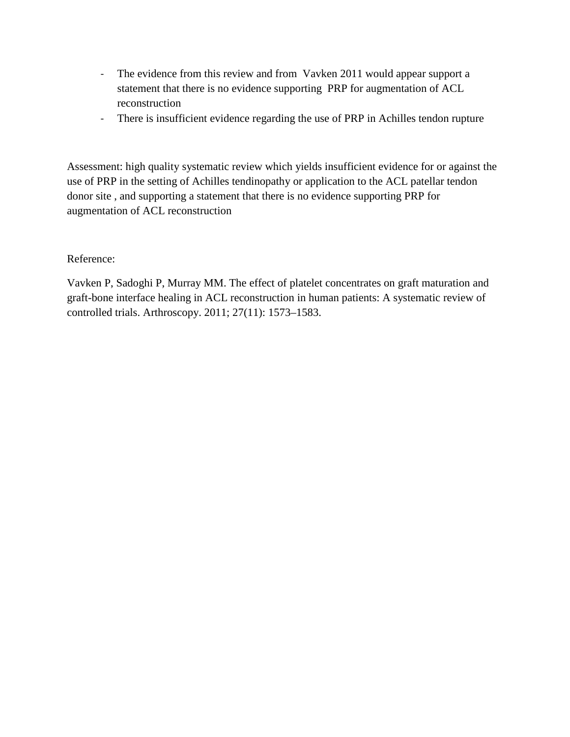- The evidence from this review and from Vavken 2011 would appear support a statement that there is no evidence supporting PRP for augmentation of ACL reconstruction
- There is insufficient evidence regarding the use of PRP in Achilles tendon rupture

Assessment: high quality systematic review which yields insufficient evidence for or against the use of PRP in the setting of Achilles tendinopathy or application to the ACL patellar tendon donor site , and supporting a statement that there is no evidence supporting PRP for augmentation of ACL reconstruction

Reference:

Vavken P, Sadoghi P, Murray MM. The effect of platelet concentrates on graft maturation and graft-bone interface healing in ACL reconstruction in human patients: A systematic review of controlled trials. Arthroscopy. 2011; 27(11): 1573–1583.